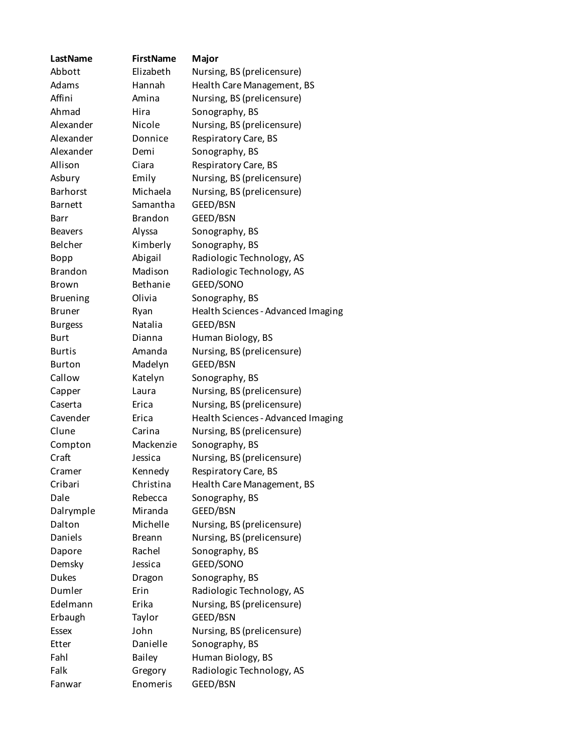| LastName | FirstName | Major |
| --- | --- | --- |
| Abbott | Elizabeth | Nursing, BS (prelicensure) |
| Adams | Hannah | Health Care Management, BS |
| Affini | Amina | Nursing, BS (prelicensure) |
| Ahmad | Hira | Sonography, BS |
| Alexander | Nicole | Nursing, BS (prelicensure) |
| Alexander | Donnice | Respiratory Care, BS |
| Alexander | Demi | Sonography, BS |
| Allison | Ciara | Respiratory Care, BS |
| Asbury | Emily | Nursing, BS (prelicensure) |
| Barhorst | Michaela | Nursing, BS (prelicensure) |
| Barnett | Samantha | GEED/BSN |
| Barr | Brandon | GEED/BSN |
| Beavers | Alyssa | Sonography, BS |
| Belcher | Kimberly | Sonography, BS |
| Bopp | Abigail | Radiologic Technology, AS |
| Brandon | Madison | Radiologic Technology, AS |
| Brown | Bethanie | GEED/SONO |
| Bruening | Olivia | Sonography, BS |
| Bruner | Ryan | Health Sciences - Advanced Imaging |
| Burgess | Natalia | GEED/BSN |
| Burt | Dianna | Human Biology, BS |
| Burtis | Amanda | Nursing, BS (prelicensure) |
| Burton | Madelyn | GEED/BSN |
| Callow | Katelyn | Sonography, BS |
| Capper | Laura | Nursing, BS (prelicensure) |
| Caserta | Erica | Nursing, BS (prelicensure) |
| Cavender | Erica | Health Sciences - Advanced Imaging |
| Clune | Carina | Nursing, BS (prelicensure) |
| Compton | Mackenzie | Sonography, BS |
| Craft | Jessica | Nursing, BS (prelicensure) |
| Cramer | Kennedy | Respiratory Care, BS |
| Cribari | Christina | Health Care Management, BS |
| Dale | Rebecca | Sonography, BS |
| Dalrymple | Miranda | GEED/BSN |
| Dalton | Michelle | Nursing, BS (prelicensure) |
| Daniels | Breann | Nursing, BS (prelicensure) |
| Dapore | Rachel | Sonography, BS |
| Demsky | Jessica | GEED/SONO |
| Dukes | Dragon | Sonography, BS |
| Dumler | Erin | Radiologic Technology, AS |
| Edelmann | Erika | Nursing, BS (prelicensure) |
| Erbaugh | Taylor | GEED/BSN |
| Essex | John | Nursing, BS (prelicensure) |
| Etter | Danielle | Sonography, BS |
| Fahl | Bailey | Human Biology, BS |
| Falk | Gregory | Radiologic Technology, AS |
| Fanwar | Enomeris | GEED/BSN |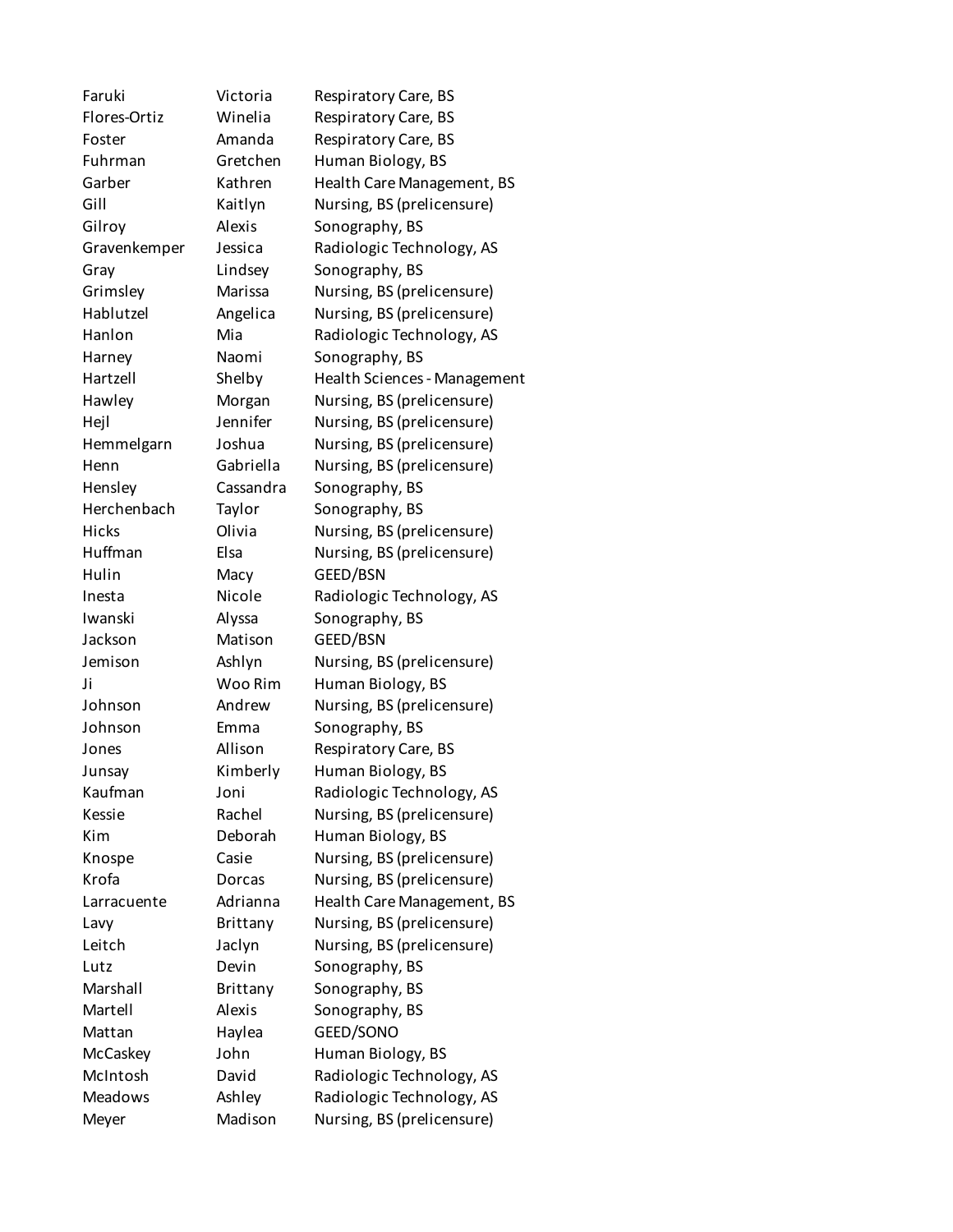| | | |
|---|---|---|
| Faruki | Victoria | Respiratory Care, BS |
| Flores-Ortiz | Winelia | Respiratory Care, BS |
| Foster | Amanda | Respiratory Care, BS |
| Fuhrman | Gretchen | Human Biology, BS |
| Garber | Kathren | Health Care Management, BS |
| Gill | Kaitlyn | Nursing, BS (prelicensure) |
| Gilroy | Alexis | Sonography, BS |
| Gravenkemper | Jessica | Radiologic Technology, AS |
| Gray | Lindsey | Sonography, BS |
| Grimsley | Marissa | Nursing, BS (prelicensure) |
| Hablutzel | Angelica | Nursing, BS (prelicensure) |
| Hanlon | Mia | Radiologic Technology, AS |
| Harney | Naomi | Sonography, BS |
| Hartzell | Shelby | Health Sciences - Management |
| Hawley | Morgan | Nursing, BS (prelicensure) |
| Hejl | Jennifer | Nursing, BS (prelicensure) |
| Hemmelgarn | Joshua | Nursing, BS (prelicensure) |
| Henn | Gabriella | Nursing, BS (prelicensure) |
| Hensley | Cassandra | Sonography, BS |
| Herchenbach | Taylor | Sonography, BS |
| Hicks | Olivia | Nursing, BS (prelicensure) |
| Huffman | Elsa | Nursing, BS (prelicensure) |
| Hulin | Macy | GEED/BSN |
| Inesta | Nicole | Radiologic Technology, AS |
| Iwanski | Alyssa | Sonography, BS |
| Jackson | Matison | GEED/BSN |
| Jemison | Ashlyn | Nursing, BS (prelicensure) |
| Ji | Woo Rim | Human Biology, BS |
| Johnson | Andrew | Nursing, BS (prelicensure) |
| Johnson | Emma | Sonography, BS |
| Jones | Allison | Respiratory Care, BS |
| Junsay | Kimberly | Human Biology, BS |
| Kaufman | Joni | Radiologic Technology, AS |
| Kessie | Rachel | Nursing, BS (prelicensure) |
| Kim | Deborah | Human Biology, BS |
| Knospe | Casie | Nursing, BS (prelicensure) |
| Krofa | Dorcas | Nursing, BS (prelicensure) |
| Larracuente | Adrianna | Health Care Management, BS |
| Lavy | Brittany | Nursing, BS (prelicensure) |
| Leitch | Jaclyn | Nursing, BS (prelicensure) |
| Lutz | Devin | Sonography, BS |
| Marshall | Brittany | Sonography, BS |
| Martell | Alexis | Sonography, BS |
| Mattan | Haylea | GEED/SONO |
| McCaskey | John | Human Biology, BS |
| McIntosh | David | Radiologic Technology, AS |
| Meadows | Ashley | Radiologic Technology, AS |
| Meyer | Madison | Nursing, BS (prelicensure) |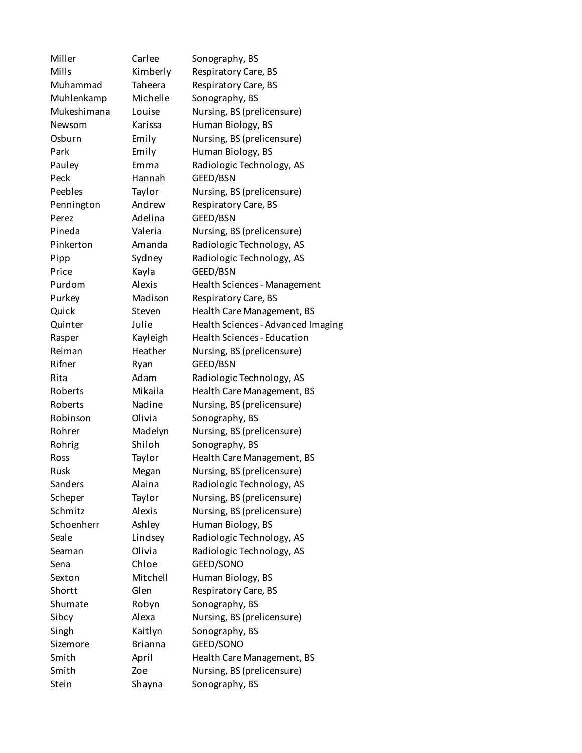| | | |
|---|---|---|
| Miller | Carlee | Sonography, BS |
| Mills | Kimberly | Respiratory Care, BS |
| Muhammad | Taheera | Respiratory Care, BS |
| Muhlenkamp | Michelle | Sonography, BS |
| Mukeshimana | Louise | Nursing, BS (prelicensure) |
| Newsom | Karissa | Human Biology, BS |
| Osburn | Emily | Nursing, BS (prelicensure) |
| Park | Emily | Human Biology, BS |
| Pauley | Emma | Radiologic Technology, AS |
| Peck | Hannah | GEED/BSN |
| Peebles | Taylor | Nursing, BS (prelicensure) |
| Pennington | Andrew | Respiratory Care, BS |
| Perez | Adelina | GEED/BSN |
| Pineda | Valeria | Nursing, BS (prelicensure) |
| Pinkerton | Amanda | Radiologic Technology, AS |
| Pipp | Sydney | Radiologic Technology, AS |
| Price | Kayla | GEED/BSN |
| Purdom | Alexis | Health Sciences - Management |
| Purkey | Madison | Respiratory Care, BS |
| Quick | Steven | Health Care Management, BS |
| Quinter | Julie | Health Sciences - Advanced Imaging |
| Rasper | Kayleigh | Health Sciences - Education |
| Reiman | Heather | Nursing, BS (prelicensure) |
| Rifner | Ryan | GEED/BSN |
| Rita | Adam | Radiologic Technology, AS |
| Roberts | Mikaila | Health Care Management, BS |
| Roberts | Nadine | Nursing, BS (prelicensure) |
| Robinson | Olivia | Sonography, BS |
| Rohrer | Madelyn | Nursing, BS (prelicensure) |
| Rohrig | Shiloh | Sonography, BS |
| Ross | Taylor | Health Care Management, BS |
| Rusk | Megan | Nursing, BS (prelicensure) |
| Sanders | Alaina | Radiologic Technology, AS |
| Scheper | Taylor | Nursing, BS (prelicensure) |
| Schmitz | Alexis | Nursing, BS (prelicensure) |
| Schoenherr | Ashley | Human Biology, BS |
| Seale | Lindsey | Radiologic Technology, AS |
| Seaman | Olivia | Radiologic Technology, AS |
| Sena | Chloe | GEED/SONO |
| Sexton | Mitchell | Human Biology, BS |
| Shortt | Glen | Respiratory Care, BS |
| Shumate | Robyn | Sonography, BS |
| Sibcy | Alexa | Nursing, BS (prelicensure) |
| Singh | Kaitlyn | Sonography, BS |
| Sizemore | Brianna | GEED/SONO |
| Smith | April | Health Care Management, BS |
| Smith | Zoe | Nursing, BS (prelicensure) |
| Stein | Shayna | Sonography, BS |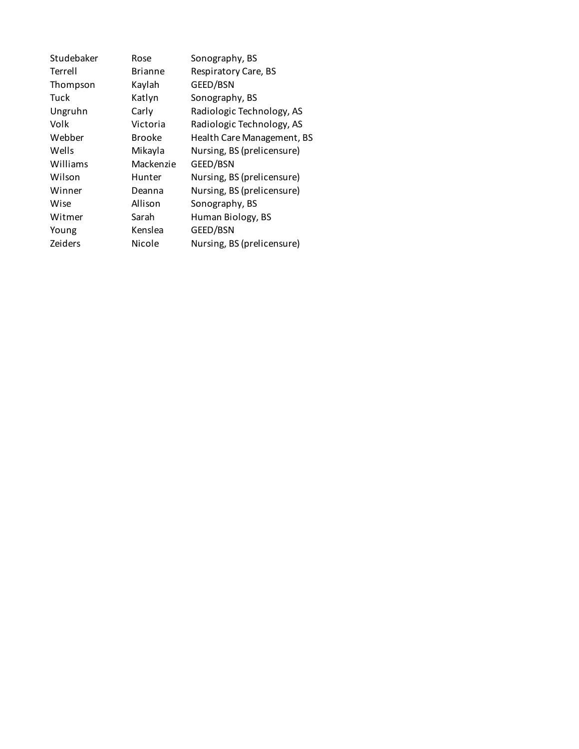| | | |
|---|---|---|
| Studebaker | Rose | Sonography, BS |
| Terrell | Brianne | Respiratory Care, BS |
| Thompson | Kaylah | GEED/BSN |
| Tuck | Katlyn | Sonography, BS |
| Ungruhn | Carly | Radiologic Technology, AS |
| Volk | Victoria | Radiologic Technology, AS |
| Webber | Brooke | Health Care Management, BS |
| Wells | Mikayla | Nursing, BS (prelicensure) |
| Williams | Mackenzie | GEED/BSN |
| Wilson | Hunter | Nursing, BS (prelicensure) |
| Winner | Deanna | Nursing, BS (prelicensure) |
| Wise | Allison | Sonography, BS |
| Witmer | Sarah | Human Biology, BS |
| Young | Kenslea | GEED/BSN |
| Zeiders | Nicole | Nursing, BS (prelicensure) |